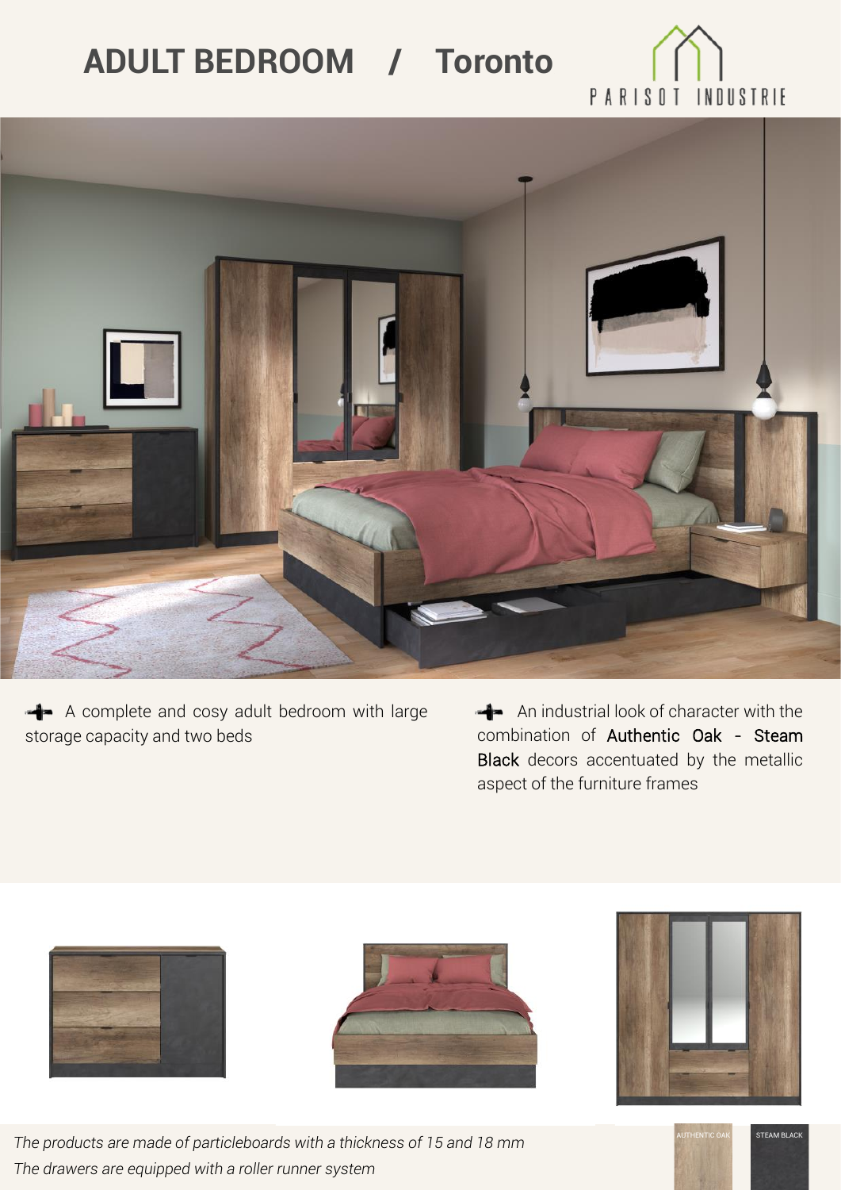# ADULT BEDROOM / Toronto

PARISOT INDUSTRIE

A complete and cosy adult bedroom with large storage capacity and two beds

An industrial look of character with the combination of Authentic Oak - Steam Black decors accentuated by the metallic aspect of the furniture frames

*The products are made of particleboards with a thickness of 15 and 18 mm*

*The drawers are equipped with a roller runner system*

AUTHENTIC OAK

STEAM BLACK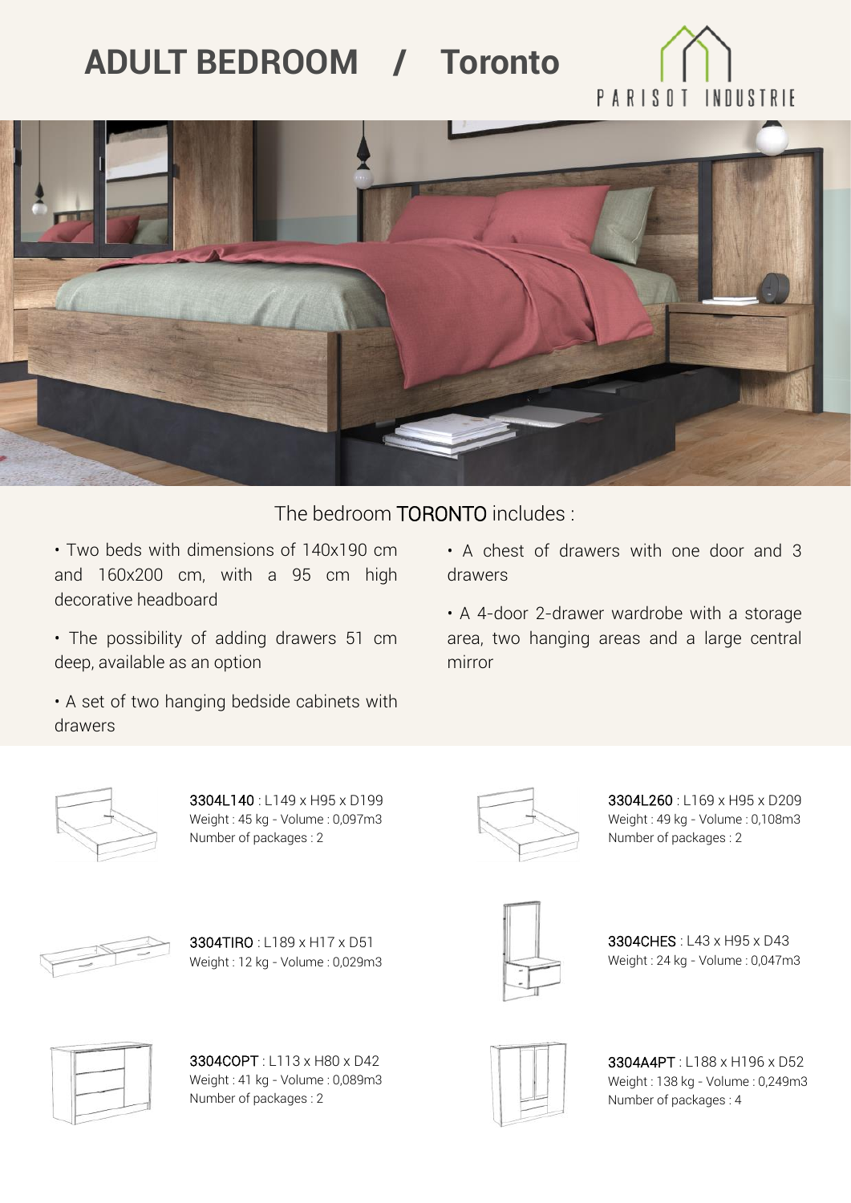# ADULT BEDROOM / Toronto

PARISOT INDUSTRIE

The bedroom TORONTO includes :

- Two beds with dimensions of 140x190 cm and 160x200 cm, with a 95 cm high decorative headboard
- The possibility of adding drawers 51 cm deep, available as an option
- A set of two hanging bedside cabinets with drawers
- A chest of drawers with one door and 3 drawers
- A 4-door 2-drawer wardrobe with a storage area, two hanging areas and a large central mirror

3304L140 : L149 x H95 x D199
Weight : 45 kg - Volume : 0,097m3
Number of packages : 2

3304L260 : L169 x H95 x D209
Weight : 49 kg - Volume : 0,108m3
Number of packages : 2

3304TIRO : L189 x H17 x D51
Weight : 12 kg - Volume : 0,029m3

3304CHES : L43 x H95 x D43
Weight : 24 kg - Volume : 0,047m3

3304COPT : L113 x H80 x D42
Weight : 41 kg - Volume : 0,089m3
Number of packages : 2

3304A4PT : L188 x H196 x D52
Weight : 138 kg - Volume : 0,249m3
Number of packages : 4